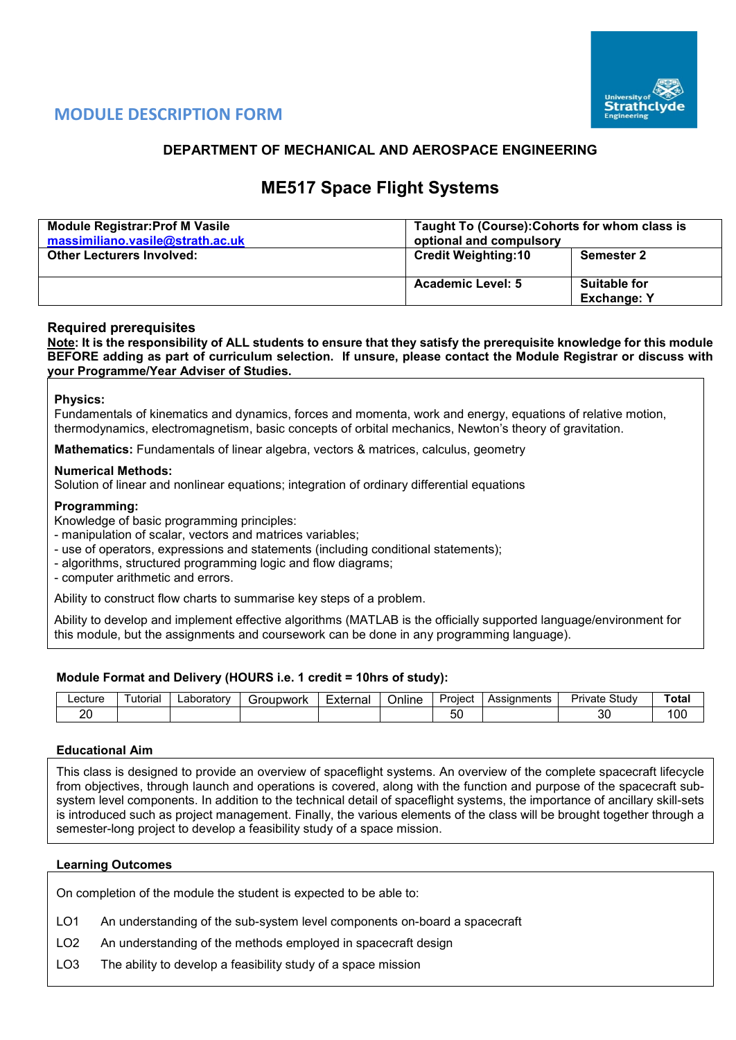## MODULE DESCRIPTION FORM

### DEPARTMENT OF MECHANICAL AND AEROSPACE ENGINEERING

# ME517 Space Flight Systems

| **Module Registrar:Prof M Vasile** [massimiliano.vasile@strath.ac.uk](mailto:massimiliano.vasile@strath.ac.uk) | **Taught To (Course):Cohorts for whom class is optional and compulsory** | |
|---|---|---|
| **Other Lecturers Involved:** | **Credit Weighting:10** | **Semester 2** |
| | **Academic Level: 5** | **Suitable for Exchange: Y** |

### Required prerequisites

**<u>Note</u>: It is the responsibility of ALL students to ensure that they satisfy the prerequisite knowledge for this module BEFORE adding as part of curriculum selection. If unsure, please contact the Module Registrar or discuss with your Programme/Year Adviser of Studies.**

**Physics:**
Fundamentals of kinematics and dynamics, forces and momenta, work and energy, equations of relative motion, thermodynamics, electromagnetism, basic concepts of orbital mechanics, Newton's theory of gravitation.

**Mathematics:** Fundamentals of linear algebra, vectors & matrices, calculus, geometry

**Numerical Methods:**
Solution of linear and nonlinear equations; integration of ordinary differential equations

**Programming:**
Knowledge of basic programming principles:
- manipulation of scalar, vectors and matrices variables;
- use of operators, expressions and statements (including conditional statements);
- algorithms, structured programming logic and flow diagrams;
- computer arithmetic and errors.

Ability to construct flow charts to summarise key steps of a problem.

Ability to develop and implement effective algorithms (MATLAB is the officially supported language/environment for this module, but the assignments and coursework can be done in any programming language).

**Module Format and Delivery (HOURS i.e. 1 credit = 10hrs of study):**

| Lecture | Tutorial | Laboratory | Groupwork | External | Online | Project | Assignments | Private Study | **Total** |
|---|---|---|---|---|---|---|---|---|---|
| 20 | | | | | | 50 | | 30 | 100 |

**Educational Aim**

This class is designed to provide an overview of spaceflight systems. An overview of the complete spacecraft lifecycle from objectives, through launch and operations is covered, along with the function and purpose of the spacecraft sub-system level components. In addition to the technical detail of spaceflight systems, the importance of ancillary skill-sets is introduced such as project management. Finally, the various elements of the class will be brought together through a semester-long project to develop a feasibility study of a space mission.

**Learning Outcomes**

On completion of the module the student is expected to be able to:

LO1 An understanding of the sub-system level components on-board a spacecraft

LO2 An understanding of the methods employed in spacecraft design

LO3 The ability to develop a feasibility study of a space mission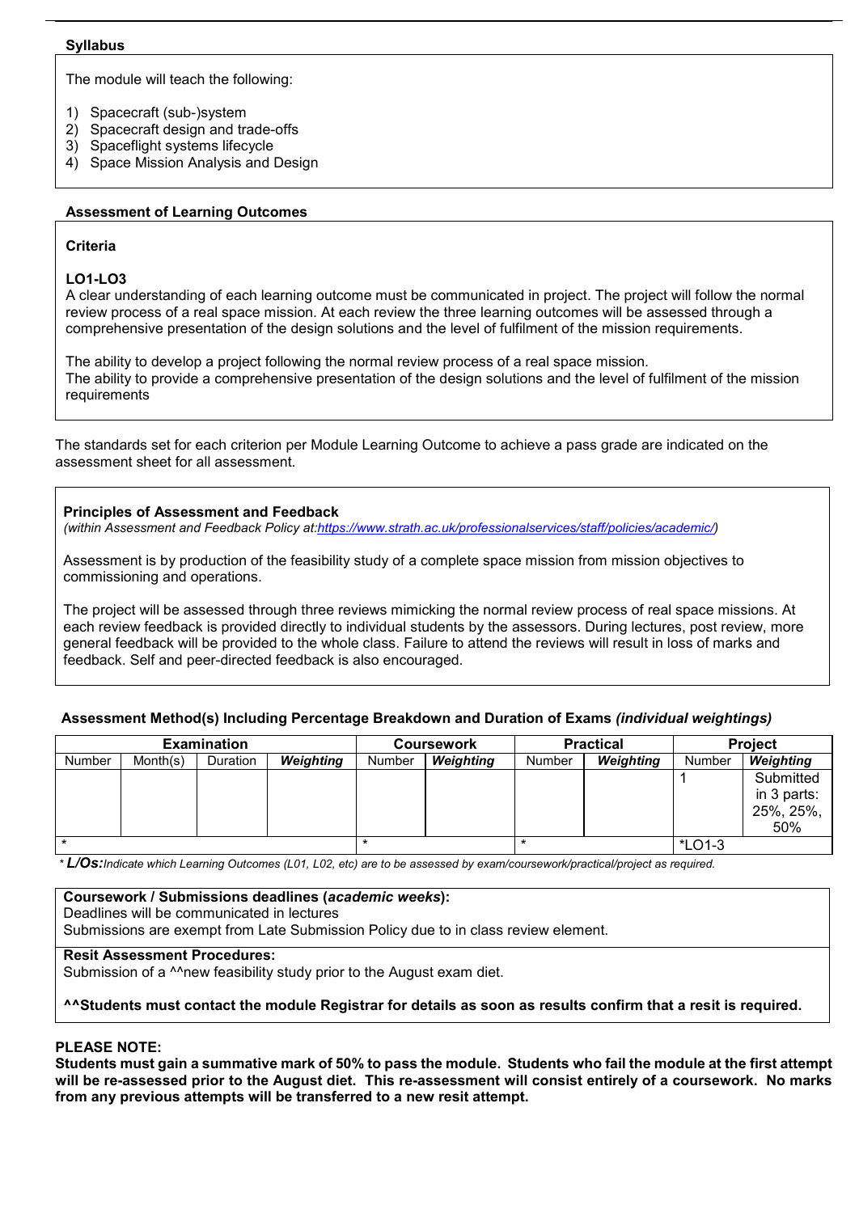### Syllabus

The module will teach the following:

1) Spacecraft (sub-)system
2) Spacecraft design and trade-offs
3) Spaceflight systems lifecycle
4) Space Mission Analysis and Design

### Assessment of Learning Outcomes

**Criteria**

**LO1-LO3**
A clear understanding of each learning outcome must be communicated in project. The project will follow the normal review process of a real space mission. At each review the three learning outcomes will be assessed through a comprehensive presentation of the design solutions and the level of fulfilment of the mission requirements.

The ability to develop a project following the normal review process of a real space mission.
The ability to provide a comprehensive presentation of the design solutions and the level of fulfilment of the mission requirements

The standards set for each criterion per Module Learning Outcome to achieve a pass grade are indicated on the assessment sheet for all assessment.

**Principles of Assessment and Feedback**
*(within Assessment and Feedback Policy at:https://www.strath.ac.uk/professionalservices/staff/policies/academic/)*

Assessment is by production of the feasibility study of a complete space mission from mission objectives to commissioning and operations.

The project will be assessed through three reviews mimicking the normal review process of real space missions. At each review feedback is provided directly to individual students by the assessors. During lectures, post review, more general feedback will be provided to the whole class. Failure to attend the reviews will result in loss of marks and feedback. Self and peer-directed feedback is also encouraged.

### Assessment Method(s) Including Percentage Breakdown and Duration of Exams *(individual weightings)*

| Examination | | | | Coursework | | Practical | | Project | |
|---|---|---|---|---|---|---|---|---|---|
| Number | Month(s) | Duration | ***Weighting*** | Number | ***Weighting*** | Number | ***Weighting*** | Number | ***Weighting*** |
| | | | | | | | | 1 | Submitted in 3 parts: 25%, 25%, 50% |
| * | | | | * | | * | | *LO1-3 | |

*\* **L/Os:** Indicate which Learning Outcomes (L01, L02, etc) are to be assessed by exam/coursework/practical/project as required.*

**Coursework / Submissions deadlines (*academic weeks*):**
Deadlines will be communicated in lectures
Submissions are exempt from Late Submission Policy due to in class review element.

**Resit Assessment Procedures:**
Submission of a ^^new feasibility study prior to the August exam diet.

**^^Students must contact the module Registrar for details as soon as results confirm that a resit is required.**

**PLEASE NOTE:**
**Students must gain a summative mark of 50% to pass the module. Students who fail the module at the first attempt will be re-assessed prior to the August diet. This re-assessment will consist entirely of a coursework. No marks from any previous attempts will be transferred to a new resit attempt.**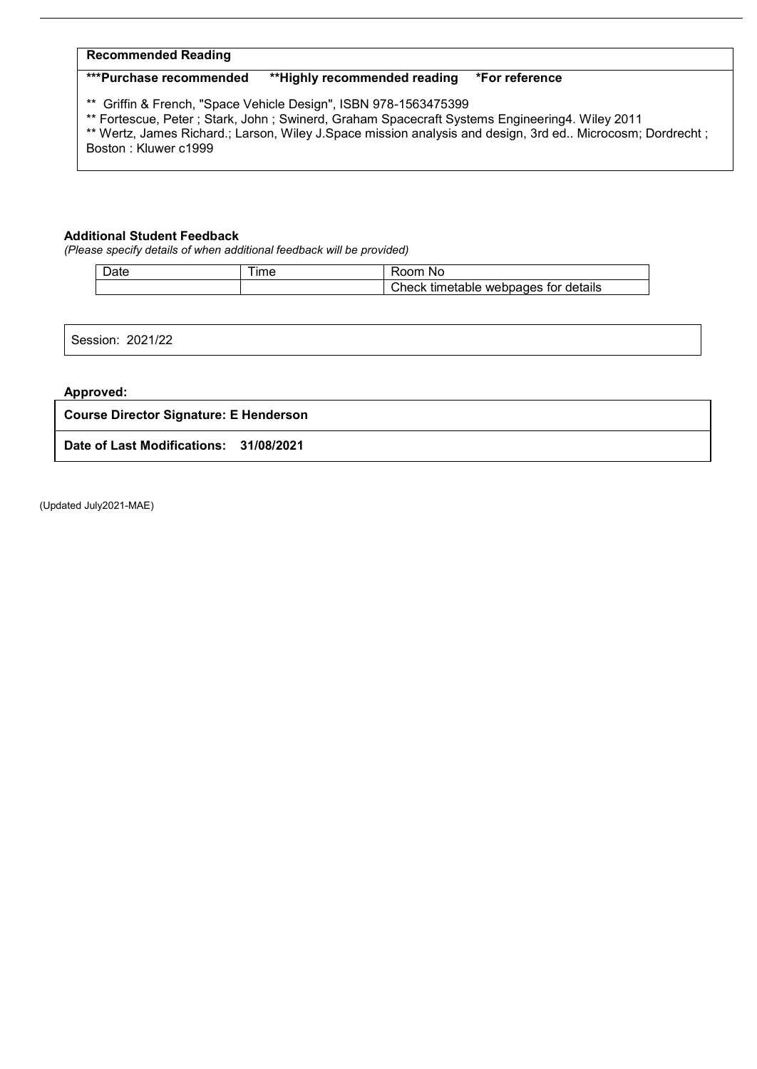**Recommended Reading**

**\*\*\*Purchase recommended  \*\*Highly recommended reading  \*For reference**

** Griffin & French, "Space Vehicle Design", ISBN 978-1563475399

** Fortescue, Peter ; Stark, John ; Swinerd, Graham Spacecraft Systems Engineering4. Wiley 2011

** Wertz, James Richard.; Larson, Wiley J.Space mission analysis and design, 3rd ed.. Microcosm; Dordrecht ; Boston : Kluwer c1999

**Additional Student Feedback**

*(Please specify details of when additional feedback will be provided)*

| Date | Time | Room No |
|---|---|---|
| | | Check timetable webpages for details |

Session: 2021/22

**Approved:**

**Course Director Signature: E Henderson**

**Date of Last Modifications: 31/08/2021**

(Updated July2021-MAE)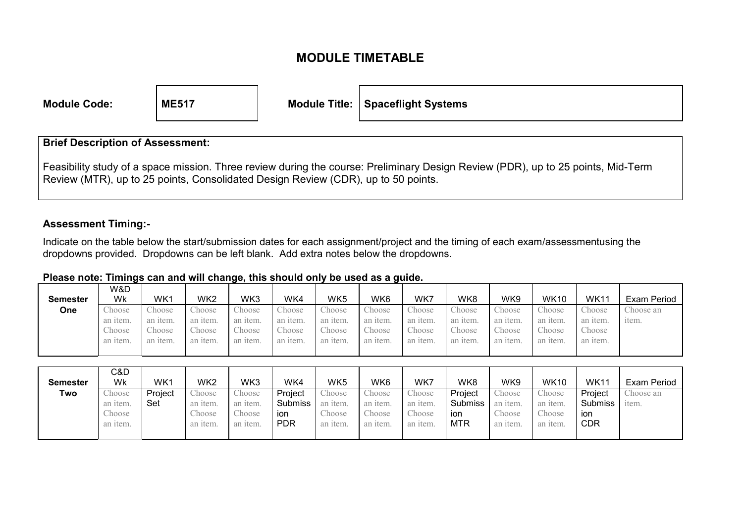# MODULE TIMETABLE

**Module Code:** **ME517** **Module Title:** **Spaceflight Systems**

**Brief Description of Assessment:**

Feasibility study of a space mission. Three review during the course: Preliminary Design Review (PDR), up to 25 points, Mid-Term Review (MTR), up to 25 points, Consolidated Design Review (CDR), up to 50 points.

**Assessment Timing:-**

Indicate on the table below the start/submission dates for each assignment/project and the timing of each exam/assessmentusing the dropdowns provided. Dropdowns can be left blank. Add extra notes below the dropdowns.

**Please note: Timings can and will change, this should only be used as a guide.**

| Semester | W&D Wk | WK1 | WK2 | WK3 | WK4 | WK5 | WK6 | WK7 | WK8 | WK9 | WK10 | WK11 | Exam Period |
|---|---|---|---|---|---|---|---|---|---|---|---|---|---|
| **One** | Choose an item. Choose an item. | Choose an item. Choose an item. | Choose an item. Choose an item. | Choose an item. Choose an item. | Choose an item. Choose an item. | Choose an item. Choose an item. | Choose an item. Choose an item. | Choose an item. Choose an item. | Choose an item. Choose an item. | Choose an item. Choose an item. | Choose an item. Choose an item. | Choose an item. Choose an item. | Choose an item. |

| Semester | C&D Wk | WK1 | WK2 | WK3 | WK4 | WK5 | WK6 | WK7 | WK8 | WK9 | WK10 | WK11 | Exam Period |
|---|---|---|---|---|---|---|---|---|---|---|---|---|---|
| **Two** | Choose an item. Choose an item. | Project Set | Choose an item. Choose an item. | Choose an item. Choose an item. | Project Submission PDR | Choose an item. Choose an item. | Choose an item. Choose an item. | Choose an item. Choose an item. | Project Submission MTR | Choose an item. Choose an item. | Choose an item. Choose an item. | Project Submission CDR | Choose an item. |